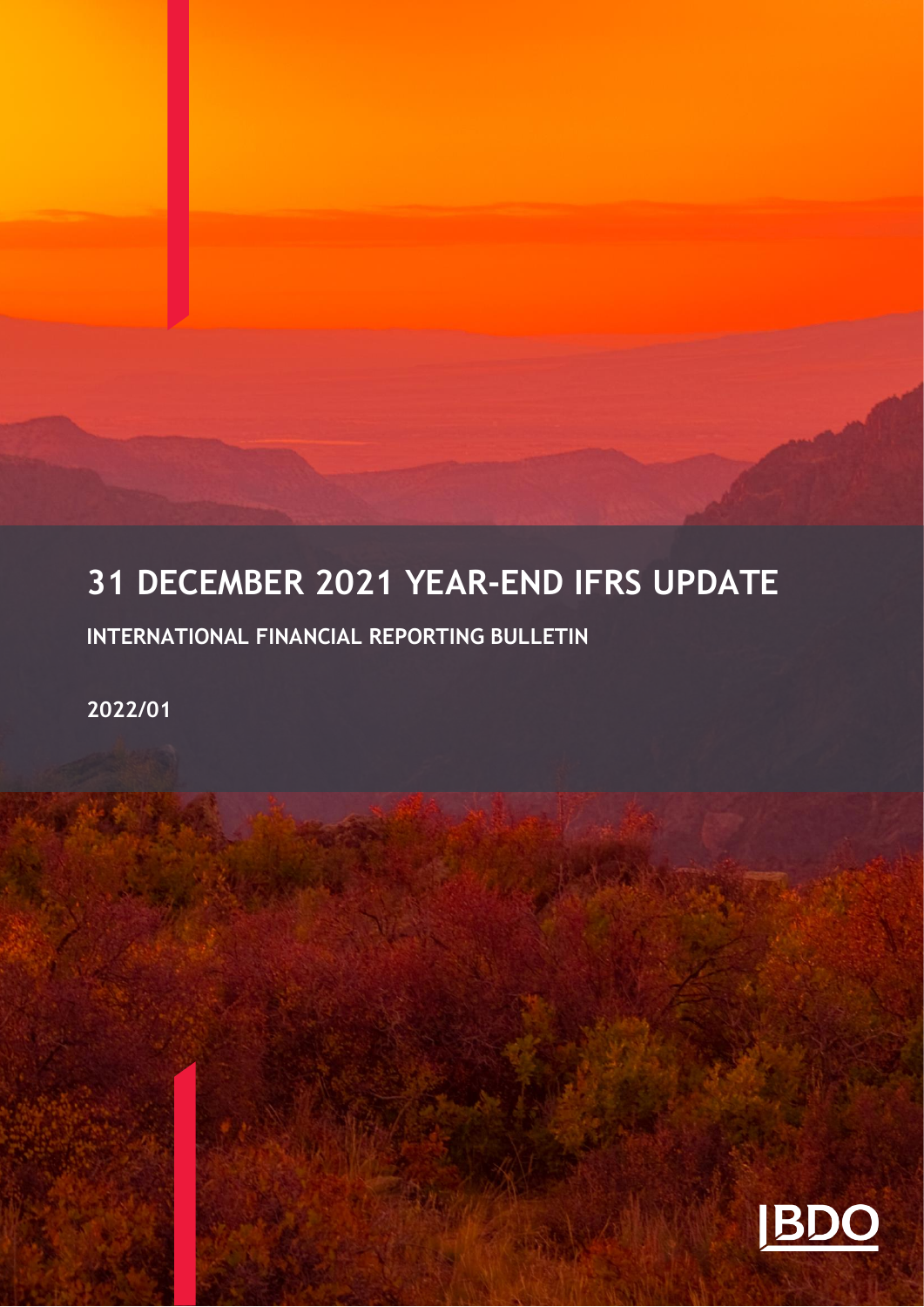# 31 DECEMBER 2021 YEAR-END IFRS UPDATE

## INTERNATIONAL FINANCIAL REPORTING BULLETIN

2022/01

BDO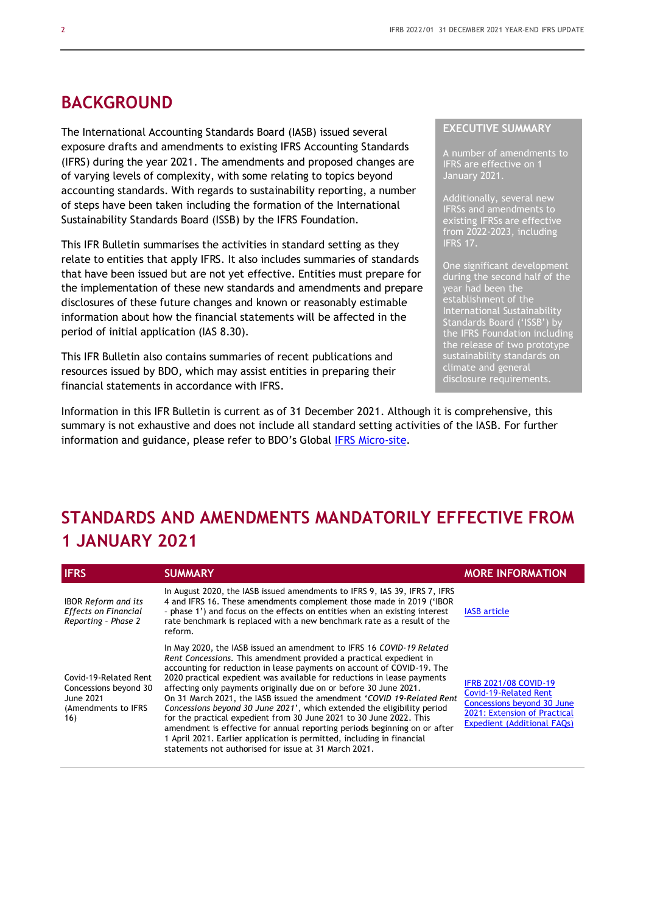## BACKGROUND

The International Accounting Standards Board (IASB) issued several exposure drafts and amendments to existing IFRS Accounting Standards (IFRS) during the year 2021. The amendments and proposed changes are of varying levels of complexity, with some relating to topics beyond accounting standards. With regards to sustainability reporting, a number of steps have been taken including the formation of the International Sustainability Standards Board (ISSB) by the IFRS Foundation.

This IFR Bulletin summarises the activities in standard setting as they relate to entities that apply IFRS. It also includes summaries of standards that have been issued but are not yet effective. Entities must prepare for the implementation of these new standards and amendments and prepare disclosures of these future changes and known or reasonably estimable information about how the financial statements will be affected in the period of initial application (IAS 8.30).

This IFR Bulletin also contains summaries of recent publications and resources issued by BDO, which may assist entities in preparing their financial statements in accordance with IFRS.

**EXECUTIVE SUMMARY**

A number of amendments to IFRS are effective on 1 January 2021.

Additionally, several new IFRSs and amendments to existing IFRSs are effective from 2022-2023, including IFRS 17.

One significant development during the second half of the year had been the establishment of the International Sustainability Standards Board ('ISSB') by the IFRS Foundation including the release of two prototype sustainability standards on climate and general disclosure requirements.

Information in this IFR Bulletin is current as of 31 December 2021. Although it is comprehensive, this summary is not exhaustive and does not include all standard setting activities of the IASB. For further information and guidance, please refer to BDO's Global IFRS Micro-site.

## STANDARDS AND AMENDMENTS MANDATORILY EFFECTIVE FROM 1 JANUARY 2021

| IFRS | SUMMARY | MORE INFORMATION |
|---|---|---|
| IBOR *Reform and its Effects on Financial Reporting – Phase 2* | In August 2020, the IASB issued amendments to IFRS 9, IAS 39, IFRS 7, IFRS 4 and IFRS 16. These amendments complement those made in 2019 ('IBOR – phase 1') and focus on the effects on entities when an existing interest rate benchmark is replaced with a new benchmark rate as a result of the reform. | IASB article |
| Covid-19-Related Rent Concessions beyond 30 June 2021 (Amendments to IFRS 16) | In May 2020, the IASB issued an amendment to IFRS 16 *COVID-19 Related Rent Concessions*. This amendment provided a practical expedient in accounting for reduction in lease payments on account of COVID-19. The 2020 practical expedient was available for reductions in lease payments affecting only payments originally due on or before 30 June 2021. On 31 March 2021, the IASB issued the amendment '*COVID 19-Related Rent Concessions beyond 30 June 2021*', which extended the eligibility period for the practical expedient from 30 June 2021 to 30 June 2022. This amendment is effective for annual reporting periods beginning on or after 1 April 2021. Earlier application is permitted, including in financial statements not authorised for issue at 31 March 2021. | IFRB 2021/08 COVID-19 Covid-19-Related Rent Concessions beyond 30 June 2021: Extension of Practical Expedient (Additional FAQs) |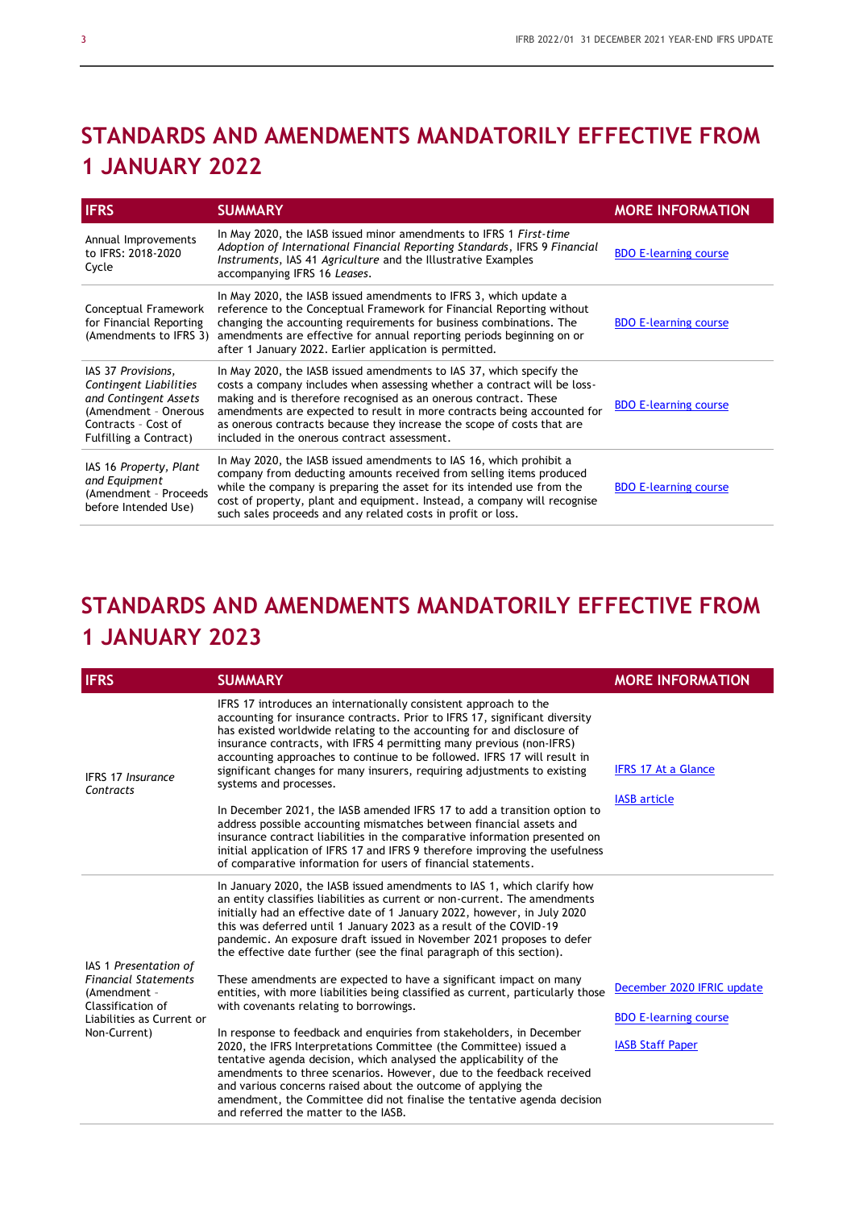## STANDARDS AND AMENDMENTS MANDATORILY EFFECTIVE FROM 1 JANUARY 2022

| IFRS | SUMMARY | MORE INFORMATION |
|---|---|---|
| Annual Improvements to IFRS: 2018-2020 Cycle | In May 2020, the IASB issued minor amendments to IFRS 1 *First-time Adoption of International Financial Reporting Standards*, IFRS 9 *Financial Instruments*, IAS 41 *Agriculture* and the Illustrative Examples accompanying IFRS 16 *Leases*. | BDO E-learning course |
| Conceptual Framework for Financial Reporting (Amendments to IFRS 3) | In May 2020, the IASB issued amendments to IFRS 3, which update a reference to the Conceptual Framework for Financial Reporting without changing the accounting requirements for business combinations. The amendments are effective for annual reporting periods beginning on or after 1 January 2022. Earlier application is permitted. | BDO E-learning course |
| IAS 37 *Provisions, Contingent Liabilities and Contingent Assets* (Amendment - Onerous Contracts - Cost of Fulfilling a Contract) | In May 2020, the IASB issued amendments to IAS 37, which specify the costs a company includes when assessing whether a contract will be loss-making and is therefore recognised as an onerous contract. These amendments are expected to result in more contracts being accounted for as onerous contracts because they increase the scope of costs that are included in the onerous contract assessment. | BDO E-learning course |
| IAS 16 *Property, Plant and Equipment* (Amendment - Proceeds before Intended Use) | In May 2020, the IASB issued amendments to IAS 16, which prohibit a company from deducting amounts received from selling items produced while the company is preparing the asset for its intended use from the cost of property, plant and equipment. Instead, a company will recognise such sales proceeds and any related costs in profit or loss. | BDO E-learning course |

## STANDARDS AND AMENDMENTS MANDATORILY EFFECTIVE FROM 1 JANUARY 2023

| IFRS | SUMMARY | MORE INFORMATION |
|---|---|---|
| IFRS 17 *Insurance Contracts* | IFRS 17 introduces an internationally consistent approach to the accounting for insurance contracts. Prior to IFRS 17, significant diversity has existed worldwide relating to the accounting for and disclosure of insurance contracts, with IFRS 4 permitting many previous (non-IFRS) accounting approaches to continue to be followed. IFRS 17 will result in significant changes for many insurers, requiring adjustments to existing systems and processes.<br><br>In December 2021, the IASB amended IFRS 17 to add a transition option to address possible accounting mismatches between financial assets and insurance contract liabilities in the comparative information presented on initial application of IFRS 17 and IFRS 9 therefore improving the usefulness of comparative information for users of financial statements. | IFRS 17 At a Glance<br><br>IASB article |
| IAS 1 *Presentation of Financial Statements* (Amendment - Classification of Liabilities as Current or Non-Current) | In January 2020, the IASB issued amendments to IAS 1, which clarify how an entity classifies liabilities as current or non-current. The amendments initially had an effective date of 1 January 2022, however, in July 2020 this was deferred until 1 January 2023 as a result of the COVID-19 pandemic. An exposure draft issued in November 2021 proposes to defer the effective date further (see the final paragraph of this section).<br><br>These amendments are expected to have a significant impact on many entities, with more liabilities being classified as current, particularly those with covenants relating to borrowings.<br><br>In response to feedback and enquiries from stakeholders, in December 2020, the IFRS Interpretations Committee (the Committee) issued a tentative agenda decision, which analysed the applicability of the amendments to three scenarios. However, due to the feedback received and various concerns raised about the outcome of applying the amendment, the Committee did not finalise the tentative agenda decision and referred the matter to the IASB. | December 2020 IFRIC update<br><br>BDO E-learning course<br><br>IASB Staff Paper |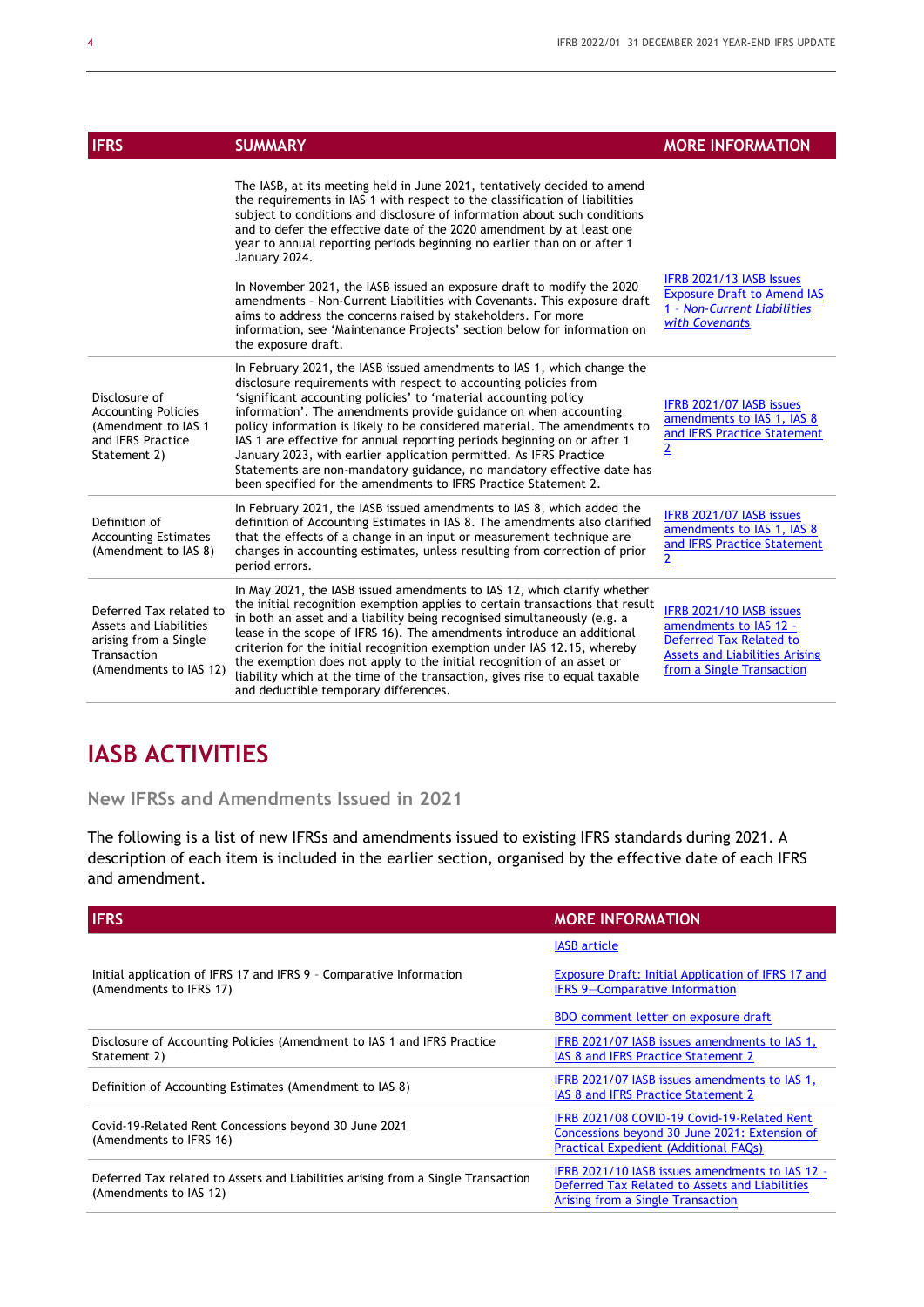| IFRS | SUMMARY | MORE INFORMATION |
|---|---|---|
| | The IASB, at its meeting held in June 2021, tentatively decided to amend the requirements in IAS 1 with respect to the classification of liabilities subject to conditions and disclosure of information about such conditions and to defer the effective date of the 2020 amendment by at least one year to annual reporting periods beginning no earlier than on or after 1 January 2024.<br><br>In November 2021, the IASB issued an exposure draft to modify the 2020 amendments – Non-Current Liabilities with Covenants. This exposure draft aims to address the concerns raised by stakeholders. For more information, see 'Maintenance Projects' section below for information on the exposure draft. | IFRB 2021/13 IASB Issues Exposure Draft to Amend IAS 1 – *Non-Current Liabilities with Covenants* |
| Disclosure of Accounting Policies (Amendment to IAS 1 and IFRS Practice Statement 2) | In February 2021, the IASB issued amendments to IAS 1, which change the disclosure requirements with respect to accounting policies from 'significant accounting policies' to 'material accounting policy information'. The amendments provide guidance on when accounting policy information is likely to be considered material. The amendments to IAS 1 are effective for annual reporting periods beginning on or after 1 January 2023, with earlier application permitted. As IFRS Practice Statements are non-mandatory guidance, no mandatory effective date has been specified for the amendments to IFRS Practice Statement 2. | IFRB 2021/07 IASB issues amendments to IAS 1, IAS 8 and IFRS Practice Statement 2 |
| Definition of Accounting Estimates (Amendment to IAS 8) | In February 2021, the IASB issued amendments to IAS 8, which added the definition of Accounting Estimates in IAS 8. The amendments also clarified that the effects of a change in an input or measurement technique are changes in accounting estimates, unless resulting from correction of prior period errors. | IFRB 2021/07 IASB issues amendments to IAS 1, IAS 8 and IFRS Practice Statement 2 |
| Deferred Tax related to Assets and Liabilities arising from a Single Transaction (Amendments to IAS 12) | In May 2021, the IASB issued amendments to IAS 12, which clarify whether the initial recognition exemption applies to certain transactions that result in both an asset and a liability being recognised simultaneously (e.g. a lease in the scope of IFRS 16). The amendments introduce an additional criterion for the initial recognition exemption under IAS 12.15, whereby the exemption does not apply to the initial recognition of an asset or liability which at the time of the transaction, gives rise to equal taxable and deductible temporary differences. | IFRB 2021/10 IASB issues amendments to IAS 12 – Deferred Tax Related to Assets and Liabilities Arising from a Single Transaction |

# IASB ACTIVITIES

## New IFRSs and Amendments Issued in 2021

The following is a list of new IFRSs and amendments issued to existing IFRS standards during 2021. A description of each item is included in the earlier section, organised by the effective date of each IFRS and amendment.

| IFRS | MORE INFORMATION |
|---|---|
| Initial application of IFRS 17 and IFRS 9 – Comparative Information (Amendments to IFRS 17) | IASB article<br><br>Exposure Draft: Initial Application of IFRS 17 and IFRS 9—Comparative Information<br><br>BDO comment letter on exposure draft |
| Disclosure of Accounting Policies (Amendment to IAS 1 and IFRS Practice Statement 2) | IFRB 2021/07 IASB issues amendments to IAS 1, IAS 8 and IFRS Practice Statement 2 |
| Definition of Accounting Estimates (Amendment to IAS 8) | IFRB 2021/07 IASB issues amendments to IAS 1, IAS 8 and IFRS Practice Statement 2 |
| Covid-19-Related Rent Concessions beyond 30 June 2021 (Amendments to IFRS 16) | IFRB 2021/08 COVID-19 Covid-19-Related Rent Concessions beyond 30 June 2021: Extension of Practical Expedient (Additional FAQs) |
| Deferred Tax related to Assets and Liabilities arising from a Single Transaction (Amendments to IAS 12) | IFRB 2021/10 IASB issues amendments to IAS 12 – Deferred Tax Related to Assets and Liabilities Arising from a Single Transaction |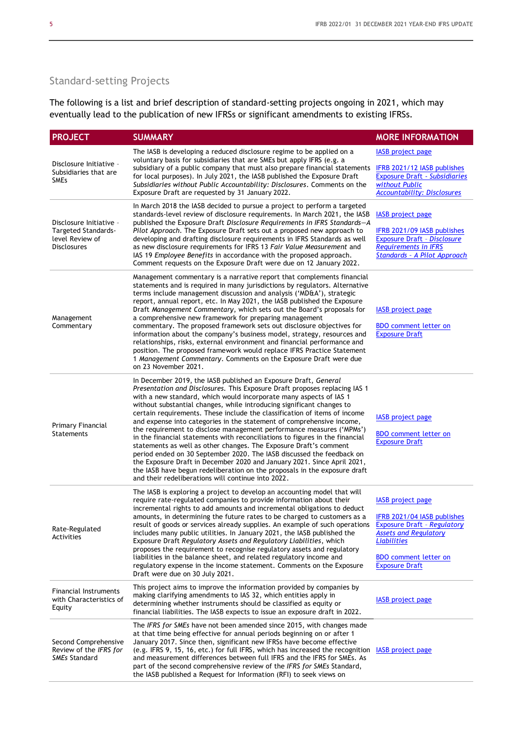## Standard-setting Projects

The following is a list and brief description of standard-setting projects ongoing in 2021, which may eventually lead to the publication of new IFRSs or significant amendments to existing IFRSs.

| PROJECT | SUMMARY | MORE INFORMATION |
|---|---|---|
| Disclosure Initiative - Subsidiaries that are SMEs | The IASB is developing a reduced disclosure regime to be applied on a voluntary basis for subsidiaries that are SMEs but apply IFRS (e.g. a subsidiary of a public company that must also prepare financial statements for local purposes). In July 2021, the IASB published the Exposure Draft *Subsidiaries without Public Accountability: Disclosures*. Comments on the Exposure Draft are requested by 31 January 2022. | IASB project page<br><br>IFRB 2021/12 IASB publishes Exposure Draft - *Subsidiaries without Public Accountability: Disclosures* |
| Disclosure Initiative - Targeted Standards-level Review of Disclosures | In March 2018 the IASB decided to pursue a project to perform a targeted standards-level review of disclosure requirements. In March 2021, the IASB published the Exposure Draft *Disclosure Requirements in IFRS Standards—A Pilot Approach*. The Exposure Draft sets out a proposed new approach to developing and drafting disclosure requirements in IFRS Standards as well as new disclosure requirements for IFRS 13 *Fair Value Measurement* and IAS 19 *Employee Benefits* in accordance with the proposed approach. Comment requests on the Exposure Draft were due on 12 January 2022. | IASB project page<br><br>IFRB 2021/09 IASB publishes Exposure Draft - *Disclosure Requirements in IFRS Standards - A Pilot Approach* |
| Management Commentary | Management commentary is a narrative report that complements financial statements and is required in many jurisdictions by regulators. Alternative terms include management discussion and analysis ('MD&A'), strategic report, annual report, etc. In May 2021, the IASB published the Exposure Draft *Management Commentary*, which sets out the Board's proposals for a comprehensive new framework for preparing management commentary. The proposed framework sets out disclosure objectives for information about the company's business model, strategy, resources and relationships, risks, external environment and financial performance and position. The proposed framework would replace IFRS Practice Statement 1 *Management Commentary*. Comments on the Exposure Draft were due on 23 November 2021. | IASB project page<br><br>BDO comment letter on Exposure Draft |
| Primary Financial Statements | In December 2019, the IASB published an Exposure Draft, *General Presentation and Disclosures*. This Exposure Draft proposes replacing IAS 1 with a new standard, which would incorporate many aspects of IAS 1 without substantial changes, while introducing significant changes to certain requirements. These include the classification of items of income and expense into categories in the statement of comprehensive income, the requirement to disclose management performance measures ('MPMs') in the financial statements with reconciliations to figures in the financial statements as well as other changes. The Exposure Draft's comment period ended on 30 September 2020. The IASB discussed the feedback on the Exposure Draft in December 2020 and January 2021. Since April 2021, the IASB have begun redeliberation on the proposals in the exposure draft and their redeliberations will continue into 2022. | IASB project page<br><br>BDO comment letter on Exposure Draft |
| Rate-Regulated Activities | The IASB is exploring a project to develop an accounting model that will require rate-regulated companies to provide information about their incremental rights to add amounts and incremental obligations to deduct amounts, in determining the future rates to be charged to customers as a result of goods or services already supplies. An example of such operations includes many public utilities. In January 2021, the IASB published the Exposure Draft *Regulatory Assets and Regulatory Liabilities*, which proposes the requirement to recognise regulatory assets and regulatory liabilities in the balance sheet, and related regulatory income and regulatory expense in the income statement. Comments on the Exposure Draft were due on 30 July 2021. | IASB project page<br><br>IFRB 2021/04 IASB publishes Exposure Draft - *Regulatory Assets and Regulatory Liabilities*<br><br>BDO comment letter on Exposure Draft |
| Financial Instruments with Characteristics of Equity | This project aims to improve the information provided by companies by making clarifying amendments to IAS 32, which entities apply in determining whether instruments should be classified as equity or financial liabilities. The IASB expects to issue an exposure draft in 2022. | IASB project page |
| Second Comprehensive Review of the *IFRS for SMEs* Standard | The *IFRS for SMEs* have not been amended since 2015, with changes made at that time being effective for annual periods beginning on or after 1 January 2017. Since then, significant new IFRSs have become effective (e.g. IFRS 9, 15, 16, etc.) for full IFRS, which has increased the recognition and measurement differences between full IFRS and the IFRS for SMEs. As part of the second comprehensive review of the *IFRS for SMEs* Standard, the IASB published a Request for Information (RFI) to seek views on | IASB project page |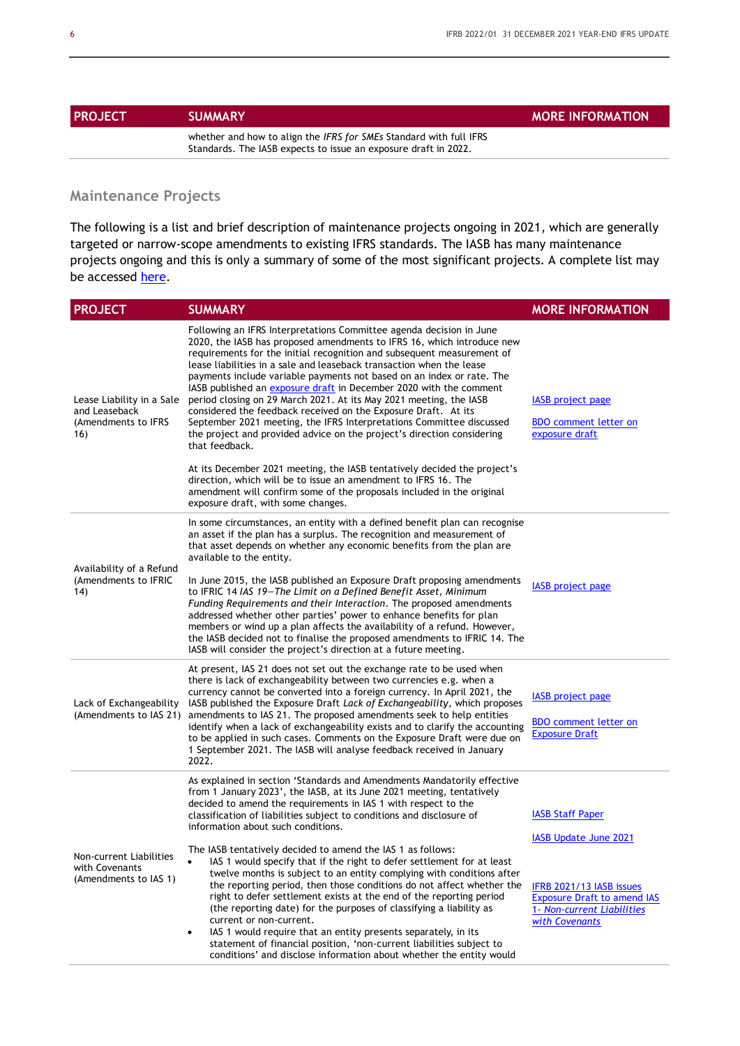| PROJECT | SUMMARY | MORE INFORMATION |
|---|---|---|
| | whether and how to align the *IFRS for SMEs* Standard with full IFRS Standards. The IASB expects to issue an exposure draft in 2022. | |

## Maintenance Projects

The following is a list and brief description of maintenance projects ongoing in 2021, which are generally targeted or narrow-scope amendments to existing IFRS standards. The IASB has many maintenance projects ongoing and this is only a summary of some of the most significant projects. A complete list may be accessed here.

| PROJECT | SUMMARY | MORE INFORMATION |
|---|---|---|
| Lease Liability in a Sale and Leaseback (Amendments to IFRS 16) | Following an IFRS Interpretations Committee agenda decision in June 2020, the IASB has proposed amendments to IFRS 16, which introduce new requirements for the initial recognition and subsequent measurement of lease liabilities in a sale and leaseback transaction when the lease payments include variable payments not based on an index or rate. The IASB published an exposure draft in December 2020 with the comment period closing on 29 March 2021. At its May 2021 meeting, the IASB considered the feedback received on the Exposure Draft. At its September 2021 meeting, the IFRS Interpretations Committee discussed the project and provided advice on the project's direction considering that feedback.<br><br>At its December 2021 meeting, the IASB tentatively decided the project's direction, which will be to issue an amendment to IFRS 16. The amendment will confirm some of the proposals included in the original exposure draft, with some changes. | IASB project page<br><br>BDO comment letter on exposure draft |
| Availability of a Refund (Amendments to IFRIC 14) | In some circumstances, an entity with a defined benefit plan can recognise an asset if the plan has a surplus. The recognition and measurement of that asset depends on whether any economic benefits from the plan are available to the entity.<br><br>In June 2015, the IASB published an Exposure Draft proposing amendments to IFRIC 14 *IAS 19—The Limit on a Defined Benefit Asset, Minimum Funding Requirements and their Interaction*. The proposed amendments addressed whether other parties' power to enhance benefits for plan members or wind up a plan affects the availability of a refund. However, the IASB decided not to finalise the proposed amendments to IFRIC 14. The IASB will consider the project's direction at a future meeting. | IASB project page |
| Lack of Exchangeability (Amendments to IAS 21) | At present, IAS 21 does not set out the exchange rate to be used when there is lack of exchangeability between two currencies e.g. when a currency cannot be converted into a foreign currency. In April 2021, the IASB published the Exposure Draft *Lack of Exchangeability*, which proposes amendments to IAS 21. The proposed amendments seek to help entities identify when a lack of exchangeability exists and to clarify the accounting to be applied in such cases. Comments on the Exposure Draft were due on 1 September 2021. The IASB will analyse feedback received in January 2022. | IASB project page<br><br>BDO comment letter on Exposure Draft |
| Non-current Liabilities with Covenants (Amendments to IAS 1) | As explained in section 'Standards and Amendments Mandatorily effective from 1 January 2023', the IASB, at its June 2021 meeting, tentatively decided to amend the requirements in IAS 1 with respect to the classification of liabilities subject to conditions and disclosure of information about such conditions.<br><br>The IASB tentatively decided to amend the IAS 1 as follows:<br>• IAS 1 would specify that if the right to defer settlement for at least twelve months is subject to an entity complying with conditions after the reporting period, then those conditions do not affect whether the right to defer settlement exists at the end of the reporting period (the reporting date) for the purposes of classifying a liability as current or non-current.<br>• IAS 1 would require that an entity presents separately, in its statement of financial position, 'non-current liabilities subject to conditions' and disclose information about whether the entity would | IASB Staff Paper<br><br>IASB Update June 2021<br><br>IFRB 2021/13 IASB issues Exposure Draft to amend IAS 1- *Non-current Liabilities with Covenants* |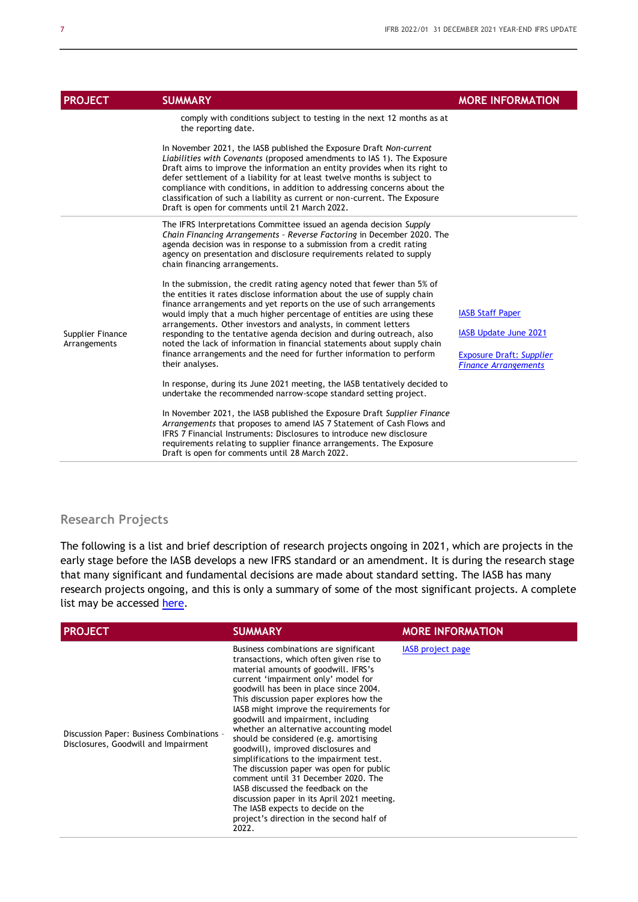| PROJECT | SUMMARY | MORE INFORMATION |
|---|---|---|
| | comply with conditions subject to testing in the next 12 months as at the reporting date.<br><br>In November 2021, the IASB published the Exposure Draft *Non-current Liabilities with Covenants* (proposed amendments to IAS 1). The Exposure Draft aims to improve the information an entity provides when its right to defer settlement of a liability for at least twelve months is subject to compliance with conditions, in addition to addressing concerns about the classification of such a liability as current or non-current. The Exposure Draft is open for comments until 21 March 2022. | |
| Supplier Finance Arrangements | The IFRS Interpretations Committee issued an agenda decision *Supply Chain Financing Arrangements – Reverse Factoring* in December 2020. The agenda decision was in response to a submission from a credit rating agency on presentation and disclosure requirements related to supply chain financing arrangements.<br><br>In the submission, the credit rating agency noted that fewer than 5% of the entities it rates disclose information about the use of supply chain finance arrangements and yet reports on the use of such arrangements would imply that a much higher percentage of entities are using these arrangements. Other investors and analysts, in comment letters responding to the tentative agenda decision and during outreach, also noted the lack of information in financial statements about supply chain finance arrangements and the need for further information to perform their analyses.<br><br>In response, during its June 2021 meeting, the IASB tentatively decided to undertake the recommended narrow-scope standard setting project.<br><br>In November 2021, the IASB published the Exposure Draft *Supplier Finance Arrangements* that proposes to amend IAS 7 Statement of Cash Flows and IFRS 7 Financial Instruments: Disclosures to introduce new disclosure requirements relating to supplier finance arrangements. The Exposure Draft is open for comments until 28 March 2022. | IASB Staff Paper<br><br>IASB Update June 2021<br><br>Exposure Draft: *Supplier Finance Arrangements* |

## Research Projects

The following is a list and brief description of research projects ongoing in 2021, which are projects in the early stage before the IASB develops a new IFRS standard or an amendment. It is during the research stage that many significant and fundamental decisions are made about standard setting. The IASB has many research projects ongoing, and this is only a summary of some of the most significant projects. A complete list may be accessed here.

| PROJECT | SUMMARY | MORE INFORMATION |
|---|---|---|
| Discussion Paper: Business Combinations – Disclosures, Goodwill and Impairment | Business combinations are significant transactions, which often given rise to material amounts of goodwill. IFRS's current 'impairment only' model for goodwill has been in place since 2004. This discussion paper explores how the IASB might improve the requirements for goodwill and impairment, including whether an alternative accounting model should be considered (e.g. amortising goodwill), improved disclosures and simplifications to the impairment test. The discussion paper was open for public comment until 31 December 2020. The IASB discussed the feedback on the discussion paper in its April 2021 meeting. The IASB expects to decide on the project's direction in the second half of 2022. | IASB project page |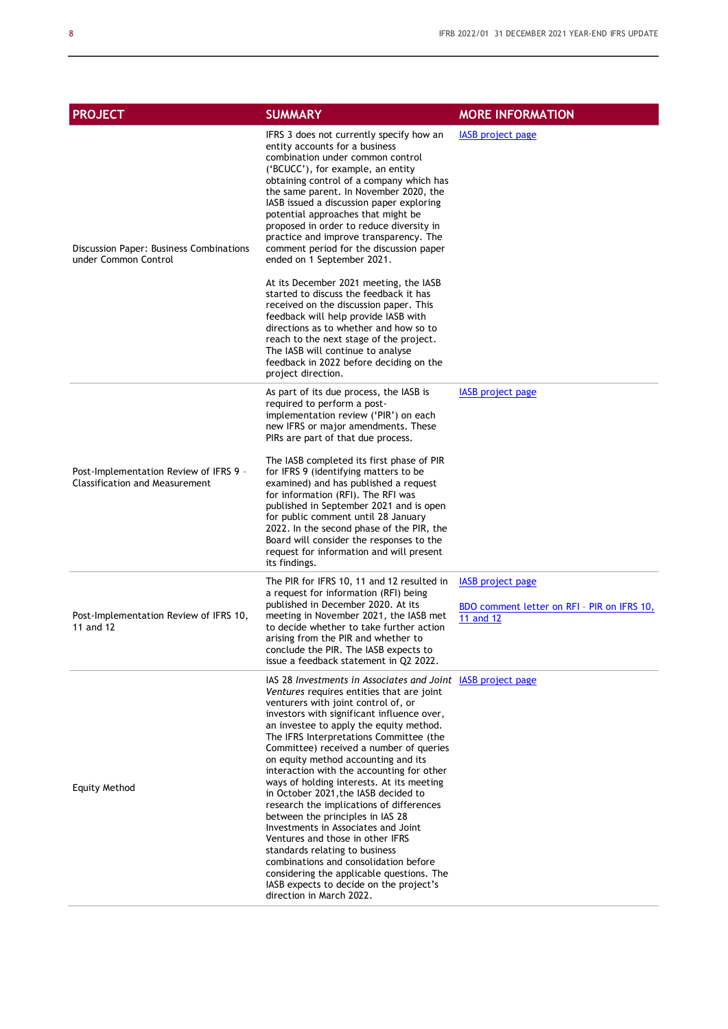| PROJECT | SUMMARY | MORE INFORMATION |
| --- | --- | --- |
| Discussion Paper: Business Combinations under Common Control | IFRS 3 does not currently specify how an entity accounts for a business combination under common control ('BCUCC'), for example, an entity obtaining control of a company which has the same parent. In November 2020, the IASB issued a discussion paper exploring potential approaches that might be proposed in order to reduce diversity in practice and improve transparency. The comment period for the discussion paper ended on 1 September 2021.<br><br>At its December 2021 meeting, the IASB started to discuss the feedback it has received on the discussion paper. This feedback will help provide IASB with directions as to whether and how so to reach to the next stage of the project. The IASB will continue to analyse feedback in 2022 before deciding on the project direction. | IASB project page |
| Post-Implementation Review of IFRS 9 - Classification and Measurement | As part of its due process, the IASB is required to perform a post-implementation review ('PIR') on each new IFRS or major amendments. These PIRs are part of that due process.<br><br>The IASB completed its first phase of PIR for IFRS 9 (identifying matters to be examined) and has published a request for information (RFI). The RFI was published in September 2021 and is open for public comment until 28 January 2022. In the second phase of the PIR, the Board will consider the responses to the request for information and will present its findings. | IASB project page |
| Post-Implementation Review of IFRS 10, 11 and 12 | The PIR for IFRS 10, 11 and 12 resulted in a request for information (RFI) being published in December 2020. At its meeting in November 2021, the IASB met to decide whether to take further action arising from the PIR and whether to conclude the PIR. The IASB expects to issue a feedback statement in Q2 2022. | IASB project page<br><br>BDO comment letter on RFI - PIR on IFRS 10, 11 and 12 |
| Equity Method | IAS 28 *Investments in Associates and Joint Ventures* requires entities that are joint venturers with joint control of, or investors with significant influence over, an investee to apply the equity method. The IFRS Interpretations Committee (the Committee) received a number of queries on equity method accounting and its interaction with the accounting for other ways of holding interests. At its meeting in October 2021,the IASB decided to research the implications of differences between the principles in IAS 28 Investments in Associates and Joint Ventures and those in other IFRS standards relating to business combinations and consolidation before considering the applicable questions. The IASB expects to decide on the project's direction in March 2022. | IASB project page |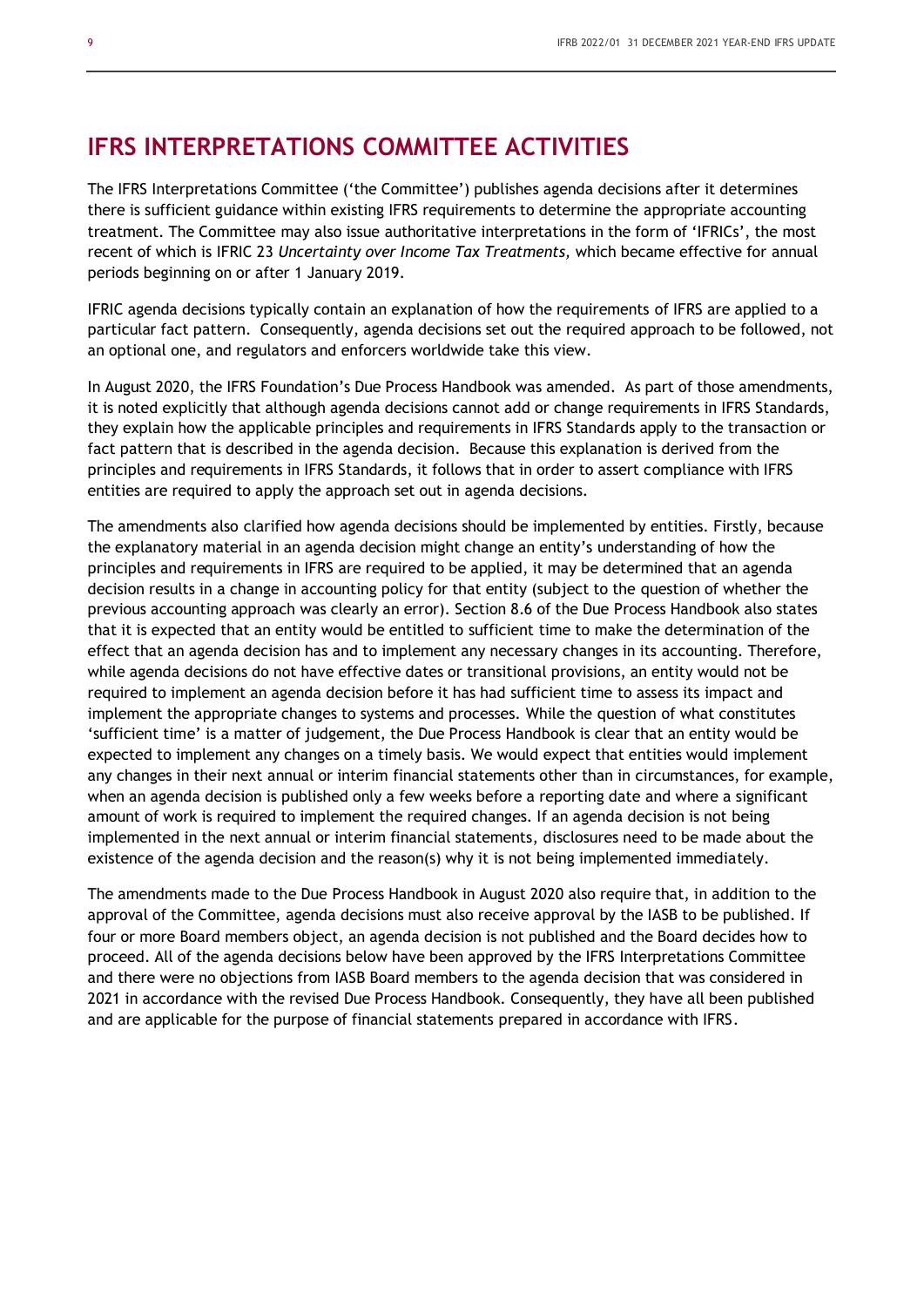## IFRS INTERPRETATIONS COMMITTEE ACTIVITIES

The IFRS Interpretations Committee ('the Committee') publishes agenda decisions after it determines there is sufficient guidance within existing IFRS requirements to determine the appropriate accounting treatment. The Committee may also issue authoritative interpretations in the form of 'IFRICs', the most recent of which is IFRIC 23 *Uncertainty over Income Tax Treatments,* which became effective for annual periods beginning on or after 1 January 2019.

IFRIC agenda decisions typically contain an explanation of how the requirements of IFRS are applied to a particular fact pattern. Consequently, agenda decisions set out the required approach to be followed, not an optional one, and regulators and enforcers worldwide take this view.

In August 2020, the IFRS Foundation's Due Process Handbook was amended. As part of those amendments, it is noted explicitly that although agenda decisions cannot add or change requirements in IFRS Standards, they explain how the applicable principles and requirements in IFRS Standards apply to the transaction or fact pattern that is described in the agenda decision. Because this explanation is derived from the principles and requirements in IFRS Standards, it follows that in order to assert compliance with IFRS entities are required to apply the approach set out in agenda decisions.

The amendments also clarified how agenda decisions should be implemented by entities. Firstly, because the explanatory material in an agenda decision might change an entity's understanding of how the principles and requirements in IFRS are required to be applied, it may be determined that an agenda decision results in a change in accounting policy for that entity (subject to the question of whether the previous accounting approach was clearly an error). Section 8.6 of the Due Process Handbook also states that it is expected that an entity would be entitled to sufficient time to make the determination of the effect that an agenda decision has and to implement any necessary changes in its accounting. Therefore, while agenda decisions do not have effective dates or transitional provisions, an entity would not be required to implement an agenda decision before it has had sufficient time to assess its impact and implement the appropriate changes to systems and processes. While the question of what constitutes 'sufficient time' is a matter of judgement, the Due Process Handbook is clear that an entity would be expected to implement any changes on a timely basis. We would expect that entities would implement any changes in their next annual or interim financial statements other than in circumstances, for example, when an agenda decision is published only a few weeks before a reporting date and where a significant amount of work is required to implement the required changes. If an agenda decision is not being implemented in the next annual or interim financial statements, disclosures need to be made about the existence of the agenda decision and the reason(s) why it is not being implemented immediately.

The amendments made to the Due Process Handbook in August 2020 also require that, in addition to the approval of the Committee, agenda decisions must also receive approval by the IASB to be published. If four or more Board members object, an agenda decision is not published and the Board decides how to proceed. All of the agenda decisions below have been approved by the IFRS Interpretations Committee and there were no objections from IASB Board members to the agenda decision that was considered in 2021 in accordance with the revised Due Process Handbook. Consequently, they have all been published and are applicable for the purpose of financial statements prepared in accordance with IFRS.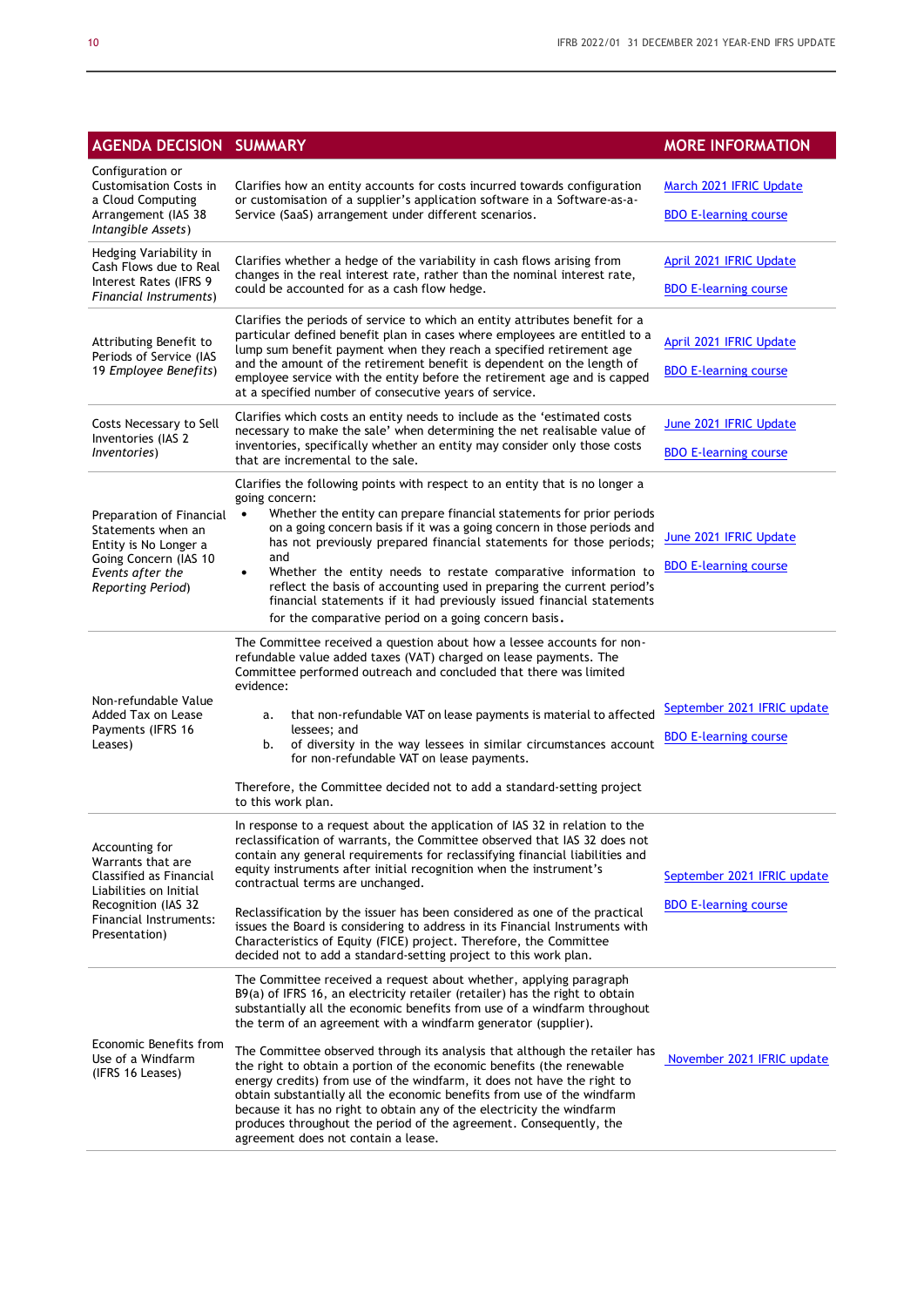| AGENDA DECISION | SUMMARY | MORE INFORMATION |
|---|---|---|
| Configuration or Customisation Costs in a Cloud Computing Arrangement (IAS 38 *Intangible Assets*) | Clarifies how an entity accounts for costs incurred towards configuration or customisation of a supplier's application software in a Software-as-a-Service (SaaS) arrangement under different scenarios. | March 2021 IFRIC Update<br><br>BDO E-learning course |
| Hedging Variability in Cash Flows due to Real Interest Rates (IFRS 9 *Financial Instruments*) | Clarifies whether a hedge of the variability in cash flows arising from changes in the real interest rate, rather than the nominal interest rate, could be accounted for as a cash flow hedge. | April 2021 IFRIC Update<br><br>BDO E-learning course |
| Attributing Benefit to Periods of Service (IAS 19 *Employee Benefits*) | Clarifies the periods of service to which an entity attributes benefit for a particular defined benefit plan in cases where employees are entitled to a lump sum benefit payment when they reach a specified retirement age and the amount of the retirement benefit is dependent on the length of employee service with the entity before the retirement age and is capped at a specified number of consecutive years of service. | April 2021 IFRIC Update<br><br>BDO E-learning course |
| Costs Necessary to Sell Inventories (IAS 2 *Inventories*) | Clarifies which costs an entity needs to include as the 'estimated costs necessary to make the sale' when determining the net realisable value of inventories, specifically whether an entity may consider only those costs that are incremental to the sale. | June 2021 IFRIC Update<br><br>BDO E-learning course |
| Preparation of Financial Statements when an Entity is No Longer a Going Concern (IAS 10 *Events after the Reporting Period*) | Clarifies the following points with respect to an entity that is no longer a going concern:<br>• Whether the entity can prepare financial statements for prior periods on a going concern basis if it was a going concern in those periods and has not previously prepared financial statements for those periods; and<br>• Whether the entity needs to restate comparative information to reflect the basis of accounting used in preparing the current period's financial statements if it had previously issued financial statements for the comparative period on a going concern basis. | June 2021 IFRIC Update<br><br>BDO E-learning course |
| Non-refundable Value Added Tax on Lease Payments (IFRS 16 Leases) | The Committee received a question about how a lessee accounts for non-refundable value added taxes (VAT) charged on lease payments. The Committee performed outreach and concluded that there was limited evidence:<br>a. that non-refundable VAT on lease payments is material to affected lessees; and<br>b. of diversity in the way lessees in similar circumstances account for non-refundable VAT on lease payments.<br><br>Therefore, the Committee decided not to add a standard-setting project to this work plan. | September 2021 IFRIC update<br><br>BDO E-learning course |
| Accounting for Warrants that are Classified as Financial Liabilities on Initial Recognition (IAS 32 Financial Instruments: Presentation) | In response to a request about the application of IAS 32 in relation to the reclassification of warrants, the Committee observed that IAS 32 does not contain any general requirements for reclassifying financial liabilities and equity instruments after initial recognition when the instrument's contractual terms are unchanged.<br><br>Reclassification by the issuer has been considered as one of the practical issues the Board is considering to address in its Financial Instruments with Characteristics of Equity (FICE) project. Therefore, the Committee decided not to add a standard-setting project to this work plan. | September 2021 IFRIC update<br><br>BDO E-learning course |
| Economic Benefits from Use of a Windfarm (IFRS 16 Leases) | The Committee received a request about whether, applying paragraph B9(a) of IFRS 16, an electricity retailer (retailer) has the right to obtain substantially all the economic benefits from use of a windfarm throughout the term of an agreement with a windfarm generator (supplier).<br><br>The Committee observed through its analysis that although the retailer has the right to obtain a portion of the economic benefits (the renewable energy credits) from use of the windfarm, it does not have the right to obtain substantially all the economic benefits from use of the windfarm because it has no right to obtain any of the electricity the windfarm produces throughout the period of the agreement. Consequently, the agreement does not contain a lease. | November 2021 IFRIC update |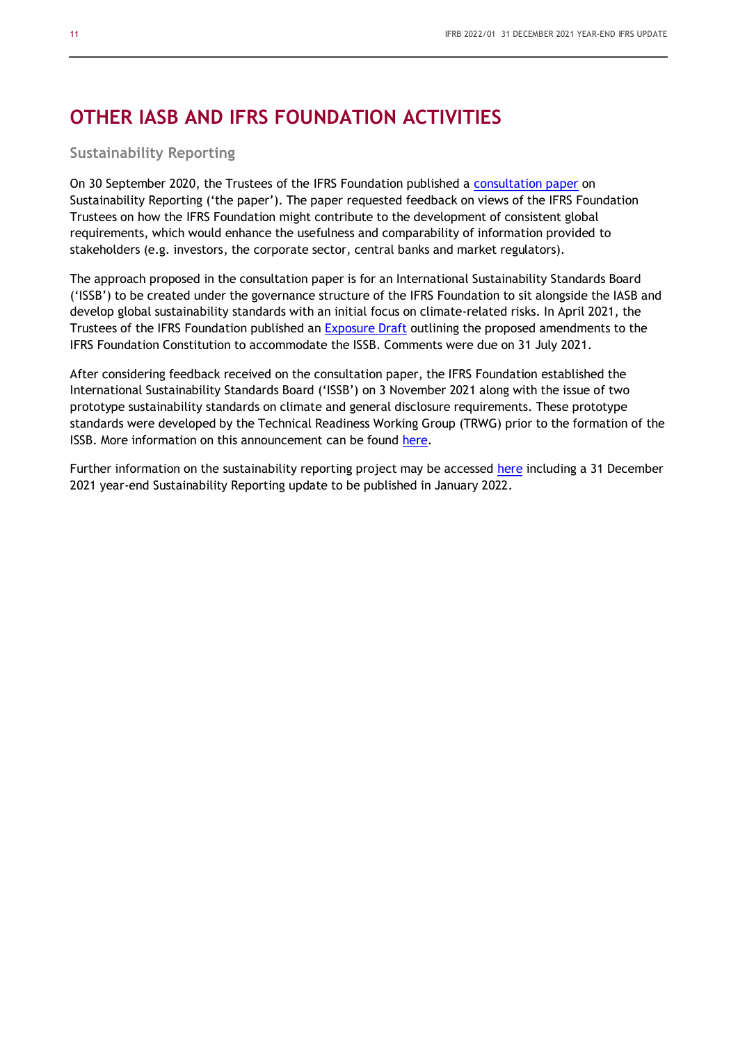# OTHER IASB AND IFRS FOUNDATION ACTIVITIES

## Sustainability Reporting

On 30 September 2020, the Trustees of the IFRS Foundation published a consultation paper on Sustainability Reporting ('the paper'). The paper requested feedback on views of the IFRS Foundation Trustees on how the IFRS Foundation might contribute to the development of consistent global requirements, which would enhance the usefulness and comparability of information provided to stakeholders (e.g. investors, the corporate sector, central banks and market regulators).

The approach proposed in the consultation paper is for an International Sustainability Standards Board ('ISSB') to be created under the governance structure of the IFRS Foundation to sit alongside the IASB and develop global sustainability standards with an initial focus on climate-related risks. In April 2021, the Trustees of the IFRS Foundation published an Exposure Draft outlining the proposed amendments to the IFRS Foundation Constitution to accommodate the ISSB. Comments were due on 31 July 2021.

After considering feedback received on the consultation paper, the IFRS Foundation established the International Sustainability Standards Board ('ISSB') on 3 November 2021 along with the issue of two prototype sustainability standards on climate and general disclosure requirements. These prototype standards were developed by the Technical Readiness Working Group (TRWG) prior to the formation of the ISSB. More information on this announcement can be found here.

Further information on the sustainability reporting project may be accessed here including a 31 December 2021 year-end Sustainability Reporting update to be published in January 2022.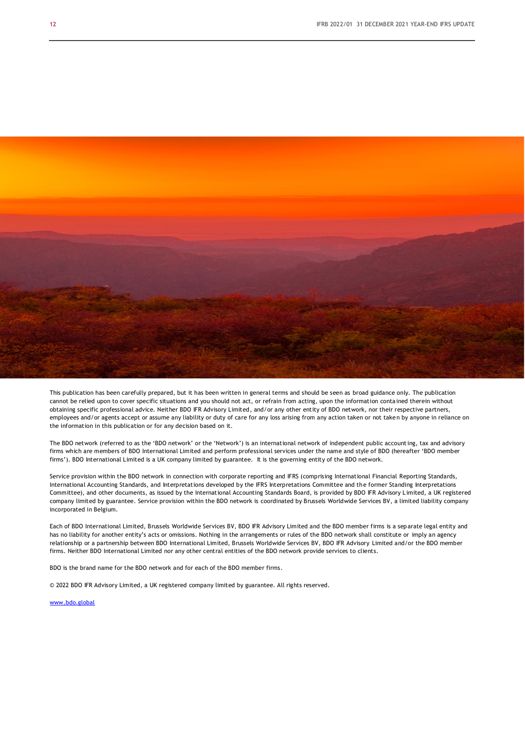This publication has been carefully prepared, but it has been written in general terms and should be seen as broad guidance only. The publication cannot be relied upon to cover specific situations and you should not act, or refrain from acting, upon the information contained therein without obtaining specific professional advice. Neither BDO IFR Advisory Limited, and/or any other entity of BDO network, nor their respective partners, employees and/or agents accept or assume any liability or duty of care for any loss arising from any action taken or not taken by anyone in reliance on the information in this publication or for any decision based on it.

The BDO network (referred to as the 'BDO network' or the 'Network') is an international network of independent public accounting, tax and advisory firms which are members of BDO International Limited and perform professional services under the name and style of BDO (hereafter 'BDO member firms'). BDO International Limited is a UK company limited by guarantee. It is the governing entity of the BDO network.

Service provision within the BDO network in connection with corporate reporting and IFRS (comprising International Financial Reporting Standards, International Accounting Standards, and Interpretations developed by the IFRS Interpretations Committee and the former Standing Interpretations Committee), and other documents, as issued by the International Accounting Standards Board, is provided by BDO IFR Advisory Limited, a UK registered company limited by guarantee. Service provision within the BDO network is coordinated by Brussels Worldwide Services BV, a limited liability company incorporated in Belgium.

Each of BDO International Limited, Brussels Worldwide Services BV, BDO IFR Advisory Limited and the BDO member firms is a separate legal entity and has no liability for another entity's acts or omissions. Nothing in the arrangements or rules of the BDO network shall constitute or imply an agency relationship or a partnership between BDO International Limited, Brussels Worldwide Services BV, BDO IFR Advisory Limited and/or the BDO member firms. Neither BDO International Limited nor any other central entities of the BDO network provide services to clients.

BDO is the brand name for the BDO network and for each of the BDO member firms.

© 2022 BDO IFR Advisory Limited, a UK registered company limited by guarantee. All rights reserved.

www.bdo.global